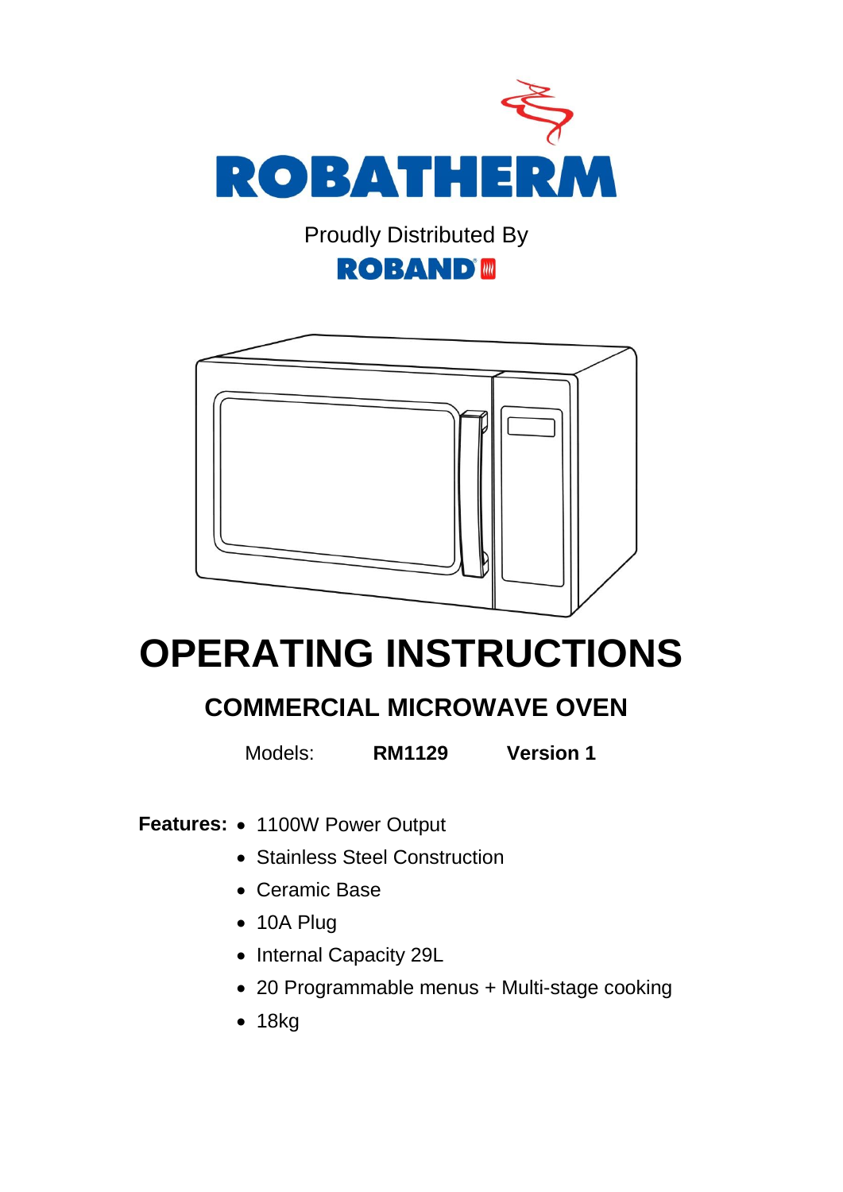ROBATHERM

Proudly Distributed By

ROBAND

# OPERATING INSTRUCTIONS

## COMMERCIAL MICROWAVE OVEN

Models: **RM1129** **Version 1**

**Features:**

- 1100W Power Output
- Stainless Steel Construction
- Ceramic Base
- 10A Plug
- Internal Capacity 29L
- 20 Programmable menus + Multi-stage cooking
- 18kg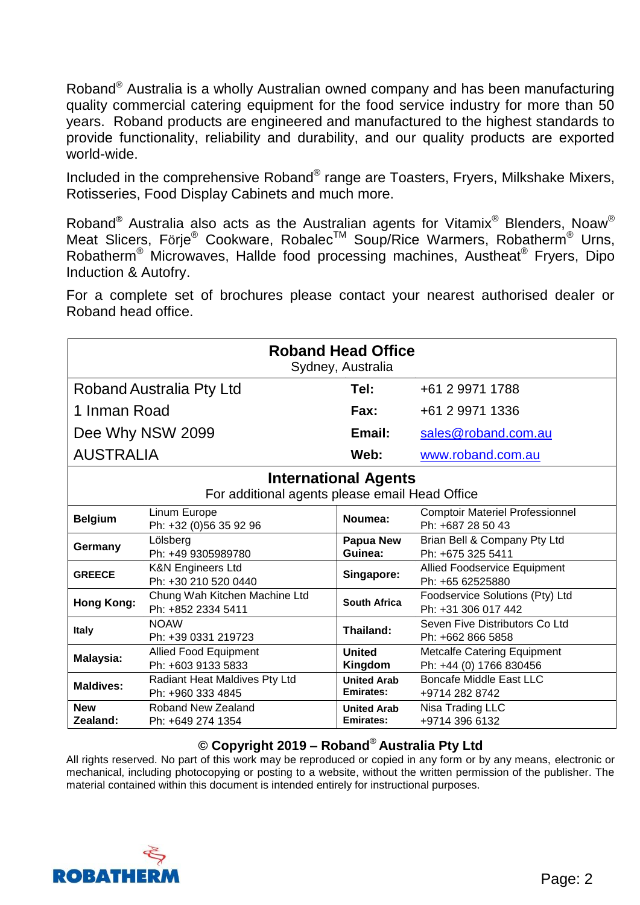Roband® Australia is a wholly Australian owned company and has been manufacturing quality commercial catering equipment for the food service industry for more than 50 years. Roband products are engineered and manufactured to the highest standards to provide functionality, reliability and durability, and our quality products are exported world-wide.

Included in the comprehensive Roband® range are Toasters, Fryers, Milkshake Mixers, Rotisseries, Food Display Cabinets and much more.

Roband® Australia also acts as the Australian agents for Vitamix® Blenders, Noaw® Meat Slicers, Förje® Cookware, Robalec™ Soup/Rice Warmers, Robatherm® Urns, Robatherm® Microwaves, Hallde food processing machines, Austheat® Fryers, Dipo Induction & Autofry.

For a complete set of brochures please contact your nearest authorised dealer or Roband head office.

## Roband Head Office

Sydney, Australia

| | | | |
|---|---|---|---|
| Roband Australia Pty Ltd | | **Tel:** | +61 2 9971 1788 |
| 1 Inman Road | | **Fax:** | +61 2 9971 1336 |
| Dee Why NSW 2099 | | **Email:** | sales@roband.com.au |
| AUSTRALIA | | **Web:** | www.roband.com.au |

## International Agents

For additional agents please email Head Office

| Country | Agent | Country | Agent |
|---|---|---|---|
| **Belgium** | Linum Europe<br>Ph: +32 (0)56 35 92 96 | **Noumea:** | Comptoir Materiel Professionnel<br>Ph: +687 28 50 43 |
| **Germany** | Lölsberg<br>Ph: +49 9305989780 | **Papua New Guinea:** | Brian Bell & Company Pty Ltd<br>Ph: +675 325 5411 |
| **GREECE** | K&N Engineers Ltd<br>Ph: +30 210 520 0440 | **Singapore:** | Allied Foodservice Equipment<br>Ph: +65 62525880 |
| **Hong Kong:** | Chung Wah Kitchen Machine Ltd<br>Ph: +852 2334 5411 | **South Africa** | Foodservice Solutions (Pty) Ltd<br>Ph: +31 306 017 442 |
| **Italy** | NOAW<br>Ph: +39 0331 219723 | **Thailand:** | Seven Five Distributors Co Ltd<br>Ph: +662 866 5858 |
| **Malaysia:** | Allied Food Equipment<br>Ph: +603 9133 5833 | **United Kingdom** | Metcalfe Catering Equipment<br>Ph: +44 (0) 1766 830456 |
| **Maldives:** | Radiant Heat Maldives Pty Ltd<br>Ph: +960 333 4845 | **United Arab Emirates:** | Boncafe Middle East LLC<br>+9714 282 8742 |
| **New Zealand:** | Roband New Zealand<br>Ph: +649 274 1354 | **United Arab Emirates:** | Nisa Trading LLC<br>+9714 396 6132 |

**© Copyright 2019 – Roband® Australia Pty Ltd**

All rights reserved. No part of this work may be reproduced or copied in any form or by any means, electronic or mechanical, including photocopying or posting to a website, without the written permission of the publisher. The material contained within this document is intended entirely for instructional purposes.

ROBATHERM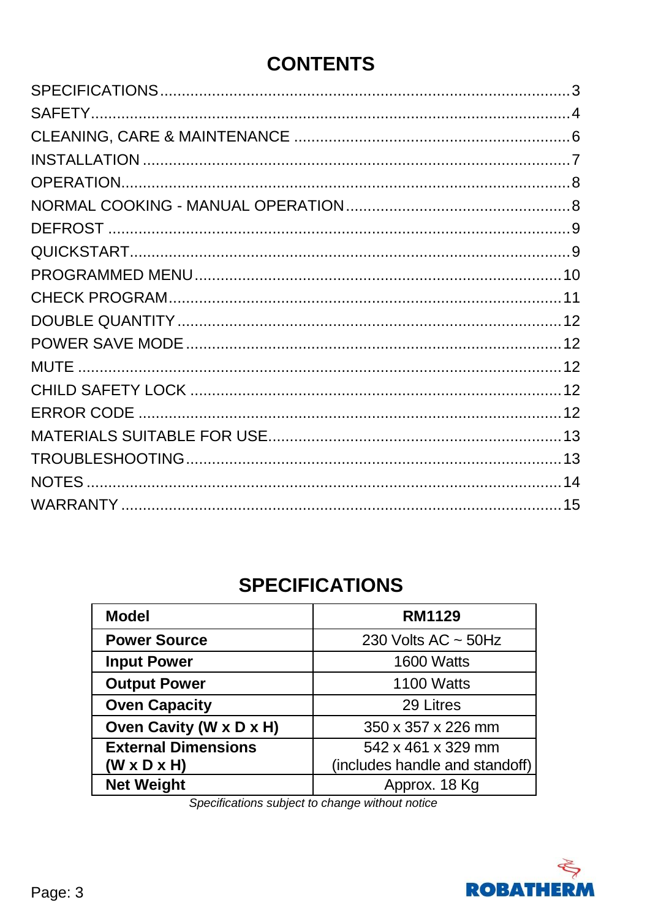# CONTENTS

SPECIFICATIONS ..... 3
SAFETY ..... 4
CLEANING, CARE & MAINTENANCE ..... 6
INSTALLATION ..... 7
OPERATION ..... 8
NORMAL COOKING - MANUAL OPERATION ..... 8
DEFROST ..... 9
QUICKSTART ..... 9
PROGRAMMED MENU ..... 10
CHECK PROGRAM ..... 11
DOUBLE QUANTITY ..... 12
POWER SAVE MODE ..... 12
MUTE ..... 12
CHILD SAFETY LOCK ..... 12
ERROR CODE ..... 12
MATERIALS SUITABLE FOR USE ..... 13
TROUBLESHOOTING ..... 13
NOTES ..... 14
WARRANTY ..... 15

# SPECIFICATIONS

| **Model** | **RM1129** |
|---|---|
| **Power Source** | 230 Volts AC ~ 50Hz |
| **Input Power** | 1600 Watts |
| **Output Power** | 1100 Watts |
| **Oven Capacity** | 29 Litres |
| **Oven Cavity (W x D x H)** | 350 x 357 x 226 mm |
| **External Dimensions (W x D x H)** | 542 x 461 x 329 mm (includes handle and standoff) |
| **Net Weight** | Approx. 18 Kg |

*Specifications subject to change without notice*

ROBATHERM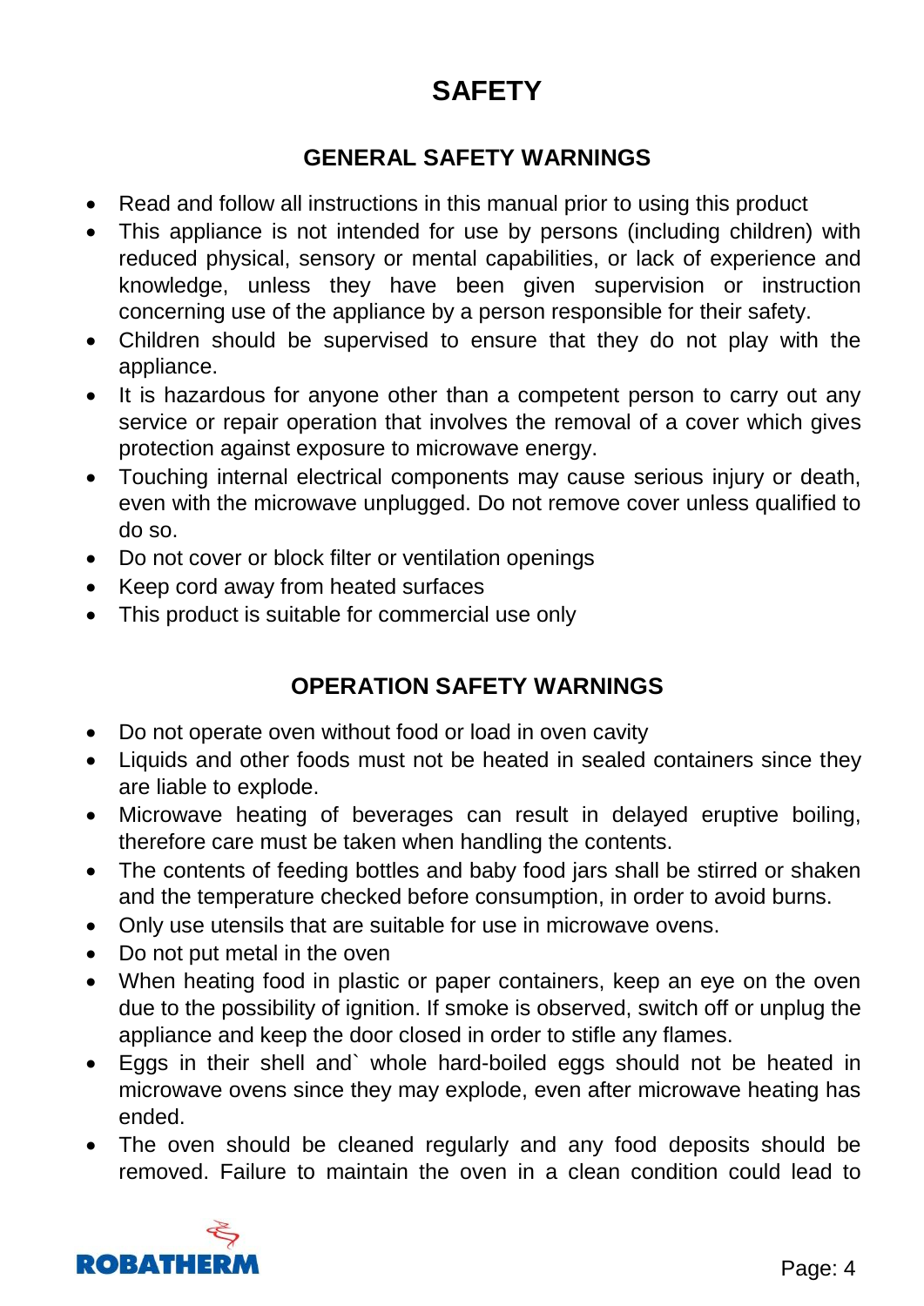# SAFETY

## GENERAL SAFETY WARNINGS

- Read and follow all instructions in this manual prior to using this product
- This appliance is not intended for use by persons (including children) with reduced physical, sensory or mental capabilities, or lack of experience and knowledge, unless they have been given supervision or instruction concerning use of the appliance by a person responsible for their safety.
- Children should be supervised to ensure that they do not play with the appliance.
- It is hazardous for anyone other than a competent person to carry out any service or repair operation that involves the removal of a cover which gives protection against exposure to microwave energy.
- Touching internal electrical components may cause serious injury or death, even with the microwave unplugged. Do not remove cover unless qualified to do so.
- Do not cover or block filter or ventilation openings
- Keep cord away from heated surfaces
- This product is suitable for commercial use only

## OPERATION SAFETY WARNINGS

- Do not operate oven without food or load in oven cavity
- Liquids and other foods must not be heated in sealed containers since they are liable to explode.
- Microwave heating of beverages can result in delayed eruptive boiling, therefore care must be taken when handling the contents.
- The contents of feeding bottles and baby food jars shall be stirred or shaken and the temperature checked before consumption, in order to avoid burns.
- Only use utensils that are suitable for use in microwave ovens.
- Do not put metal in the oven
- When heating food in plastic or paper containers, keep an eye on the oven due to the possibility of ignition. If smoke is observed, switch off or unplug the appliance and keep the door closed in order to stifle any flames.
- Eggs in their shell and` whole hard-boiled eggs should not be heated in microwave ovens since they may explode, even after microwave heating has ended.
- The oven should be cleaned regularly and any food deposits should be removed. Failure to maintain the oven in a clean condition could lead to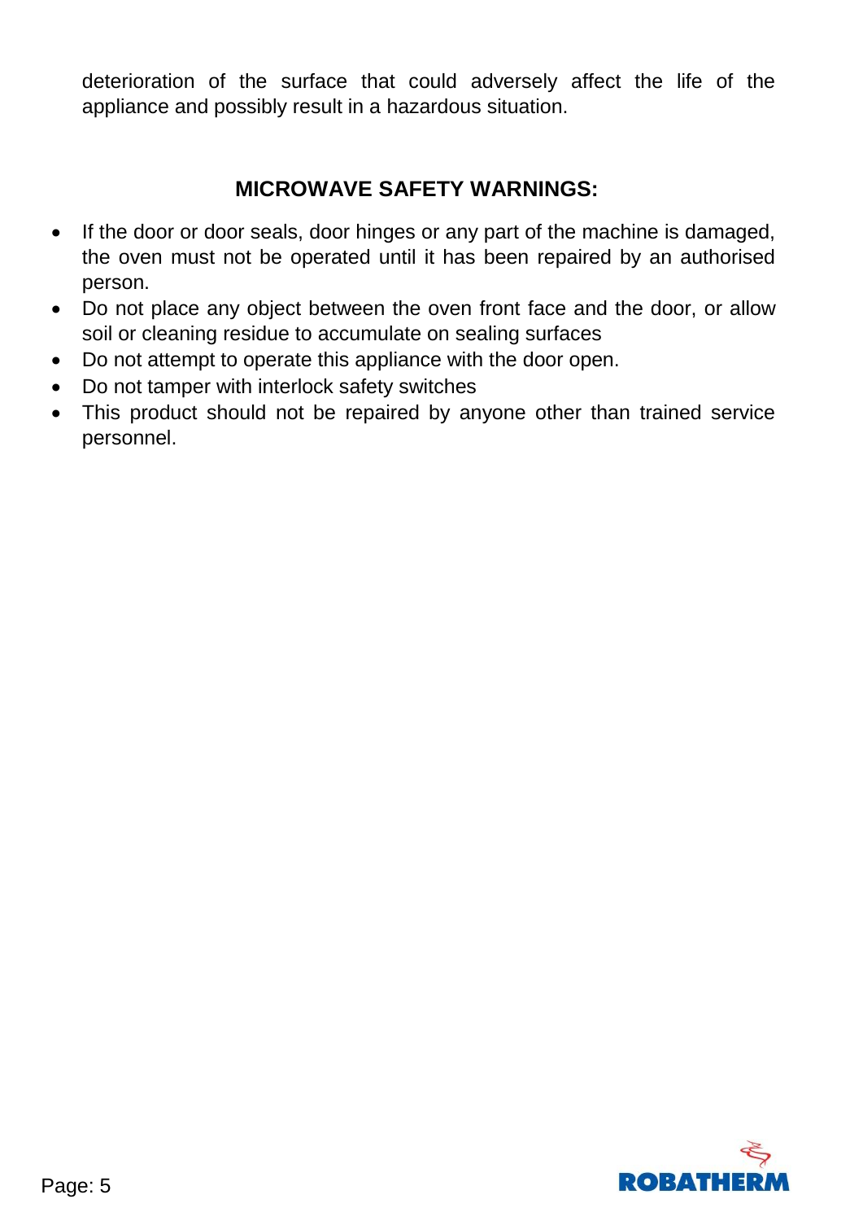deterioration of the surface that could adversely affect the life of the appliance and possibly result in a hazardous situation.

## MICROWAVE SAFETY WARNINGS:

- If the door or door seals, door hinges or any part of the machine is damaged, the oven must not be operated until it has been repaired by an authorised person.
- Do not place any object between the oven front face and the door, or allow soil or cleaning residue to accumulate on sealing surfaces
- Do not attempt to operate this appliance with the door open.
- Do not tamper with interlock safety switches
- This product should not be repaired by anyone other than trained service personnel.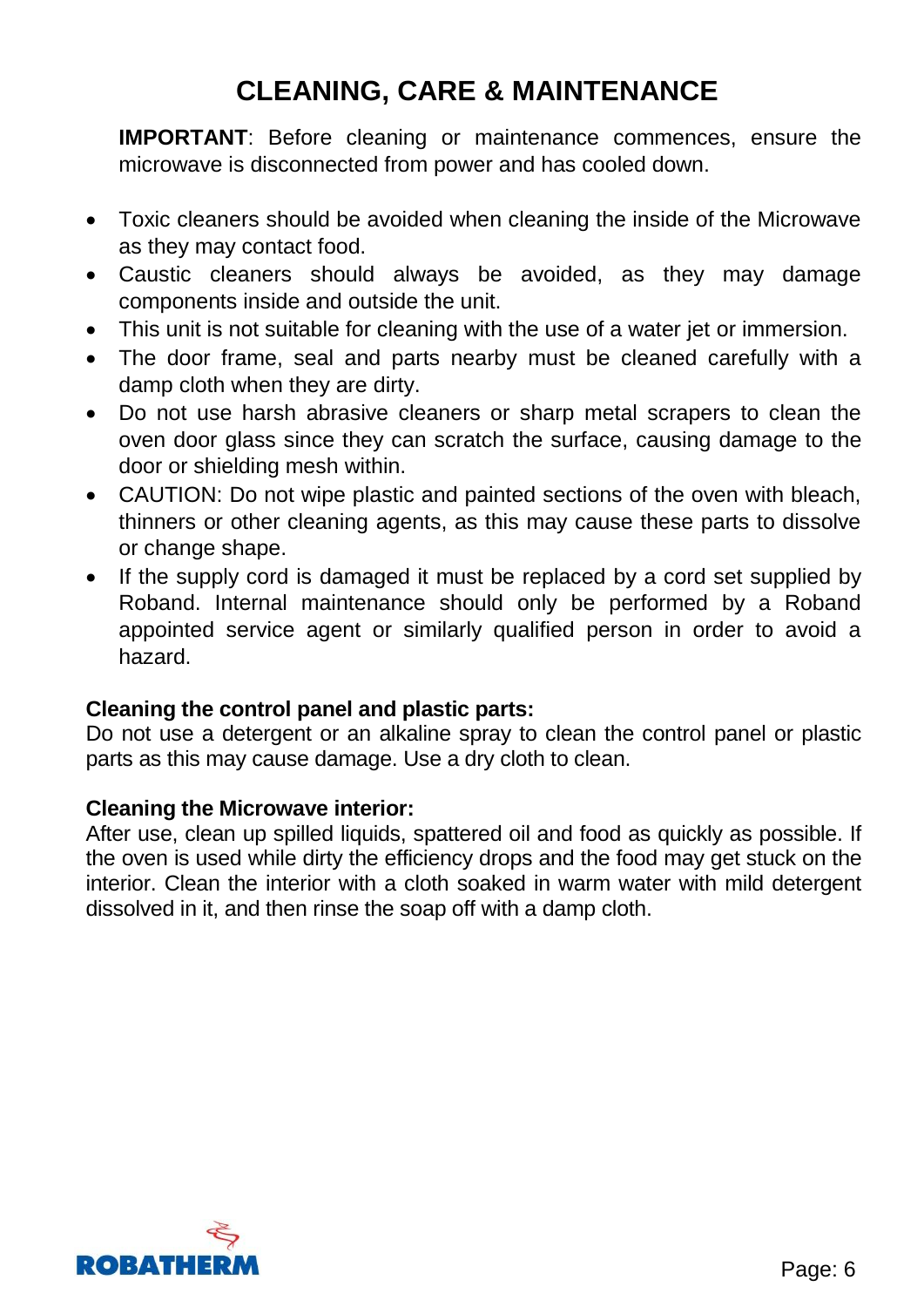# CLEANING, CARE & MAINTENANCE

**IMPORTANT**: Before cleaning or maintenance commences, ensure the microwave is disconnected from power and has cooled down.

- Toxic cleaners should be avoided when cleaning the inside of the Microwave as they may contact food.
- Caustic cleaners should always be avoided, as they may damage components inside and outside the unit.
- This unit is not suitable for cleaning with the use of a water jet or immersion.
- The door frame, seal and parts nearby must be cleaned carefully with a damp cloth when they are dirty.
- Do not use harsh abrasive cleaners or sharp metal scrapers to clean the oven door glass since they can scratch the surface, causing damage to the door or shielding mesh within.
- CAUTION: Do not wipe plastic and painted sections of the oven with bleach, thinners or other cleaning agents, as this may cause these parts to dissolve or change shape.
- If the supply cord is damaged it must be replaced by a cord set supplied by Roband. Internal maintenance should only be performed by a Roband appointed service agent or similarly qualified person in order to avoid a hazard.

**Cleaning the control panel and plastic parts:**
Do not use a detergent or an alkaline spray to clean the control panel or plastic parts as this may cause damage. Use a dry cloth to clean.

**Cleaning the Microwave interior:**
After use, clean up spilled liquids, spattered oil and food as quickly as possible. If the oven is used while dirty the efficiency drops and the food may get stuck on the interior. Clean the interior with a cloth soaked in warm water with mild detergent dissolved in it, and then rinse the soap off with a damp cloth.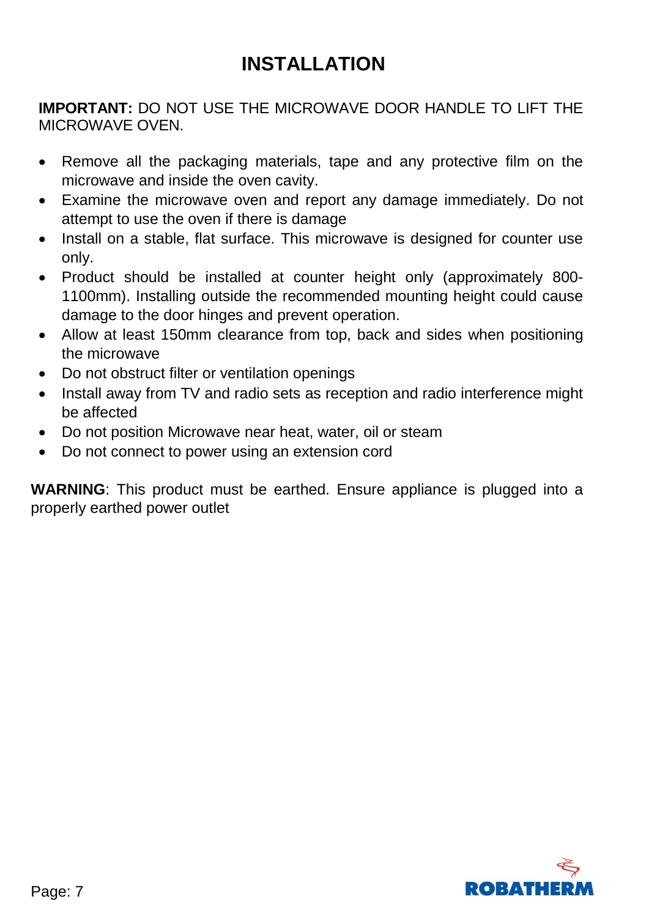# INSTALLATION

**IMPORTANT:** DO NOT USE THE MICROWAVE DOOR HANDLE TO LIFT THE MICROWAVE OVEN.

- Remove all the packaging materials, tape and any protective film on the microwave and inside the oven cavity.
- Examine the microwave oven and report any damage immediately. Do not attempt to use the oven if there is damage
- Install on a stable, flat surface. This microwave is designed for counter use only.
- Product should be installed at counter height only (approximately 800-1100mm). Installing outside the recommended mounting height could cause damage to the door hinges and prevent operation.
- Allow at least 150mm clearance from top, back and sides when positioning the microwave
- Do not obstruct filter or ventilation openings
- Install away from TV and radio sets as reception and radio interference might be affected
- Do not position Microwave near heat, water, oil or steam
- Do not connect to power using an extension cord

**WARNING**: This product must be earthed. Ensure appliance is plugged into a properly earthed power outlet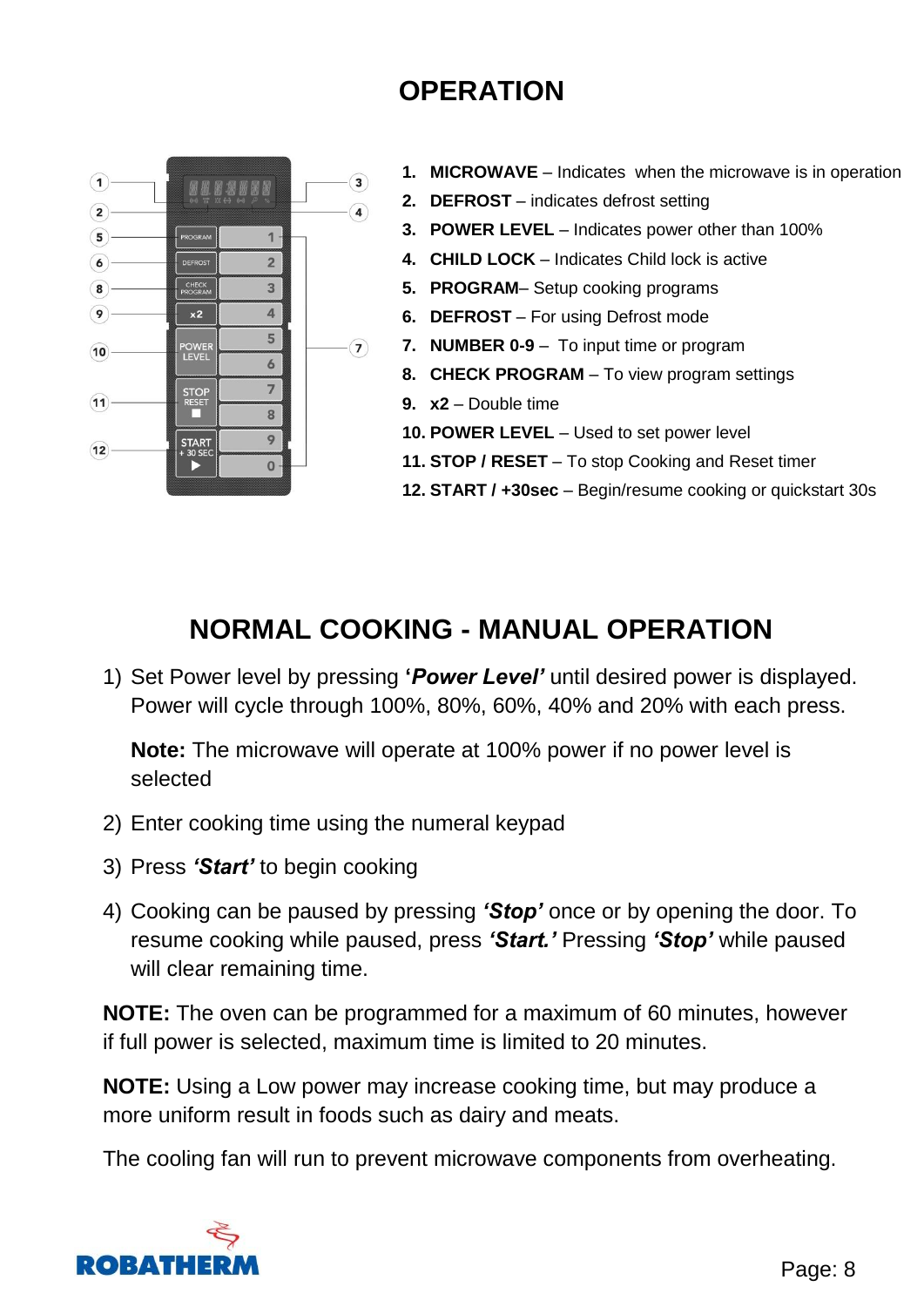# OPERATION

1. **MICROWAVE** – Indicates when the microwave is in operation
2. **DEFROST** – indicates defrost setting
3. **POWER LEVEL** – Indicates power other than 100%
4. **CHILD LOCK** – Indicates Child lock is active
5. **PROGRAM**– Setup cooking programs
6. **DEFROST** – For using Defrost mode
7. **NUMBER 0-9** – To input time or program
8. **CHECK PROGRAM** – To view program settings
9. **x2** – Double time
10. **POWER LEVEL** – Used to set power level
11. **STOP / RESET** – To stop Cooking and Reset timer
12. **START / +30sec** – Begin/resume cooking or quickstart 30s

# NORMAL COOKING - MANUAL OPERATION

1) Set Power level by pressing ***'Power Level'*** until desired power is displayed. Power will cycle through 100%, 80%, 60%, 40% and 20% with each press.

   **Note:** The microwave will operate at 100% power if no power level is selected

2) Enter cooking time using the numeral keypad
3) Press ***'Start'*** to begin cooking
4) Cooking can be paused by pressing ***'Stop'*** once or by opening the door. To resume cooking while paused, press ***'Start.'*** Pressing ***'Stop'*** while paused will clear remaining time.

**NOTE:** The oven can be programmed for a maximum of 60 minutes, however if full power is selected, maximum time is limited to 20 minutes.

**NOTE:** Using a Low power may increase cooking time, but may produce a more uniform result in foods such as dairy and meats.

The cooling fan will run to prevent microwave components from overheating.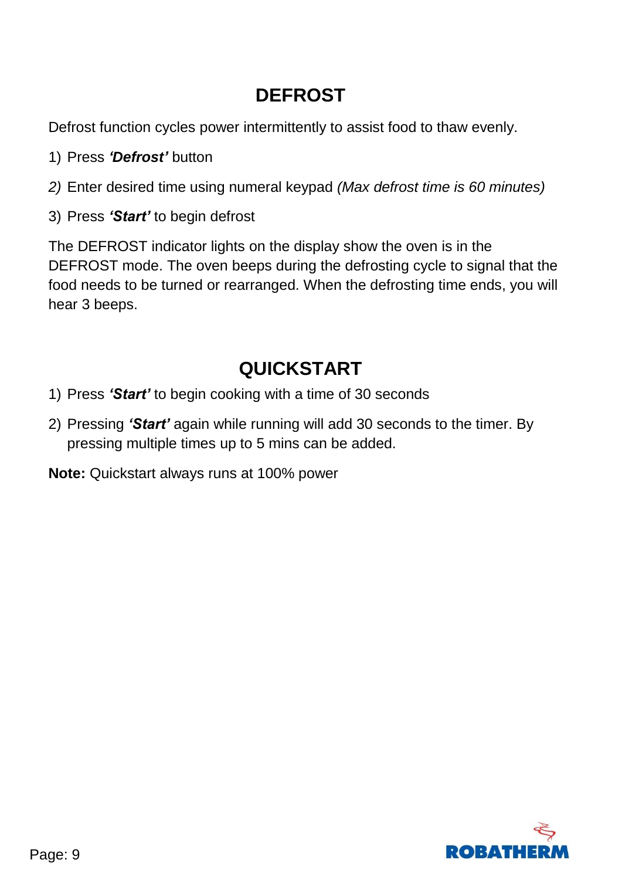## DEFROST

Defrost function cycles power intermittently to assist food to thaw evenly.

1) Press ***'Defrost'*** button
2) Enter desired time using numeral keypad *(Max defrost time is 60 minutes)*
3) Press ***'Start'*** to begin defrost

The DEFROST indicator lights on the display show the oven is in the DEFROST mode. The oven beeps during the defrosting cycle to signal that the food needs to be turned or rearranged. When the defrosting time ends, you will hear 3 beeps.

## QUICKSTART

1) Press ***'Start'*** to begin cooking with a time of 30 seconds
2) Pressing ***'Start'*** again while running will add 30 seconds to the timer. By pressing multiple times up to 5 mins can be added.

**Note:** Quickstart always runs at 100% power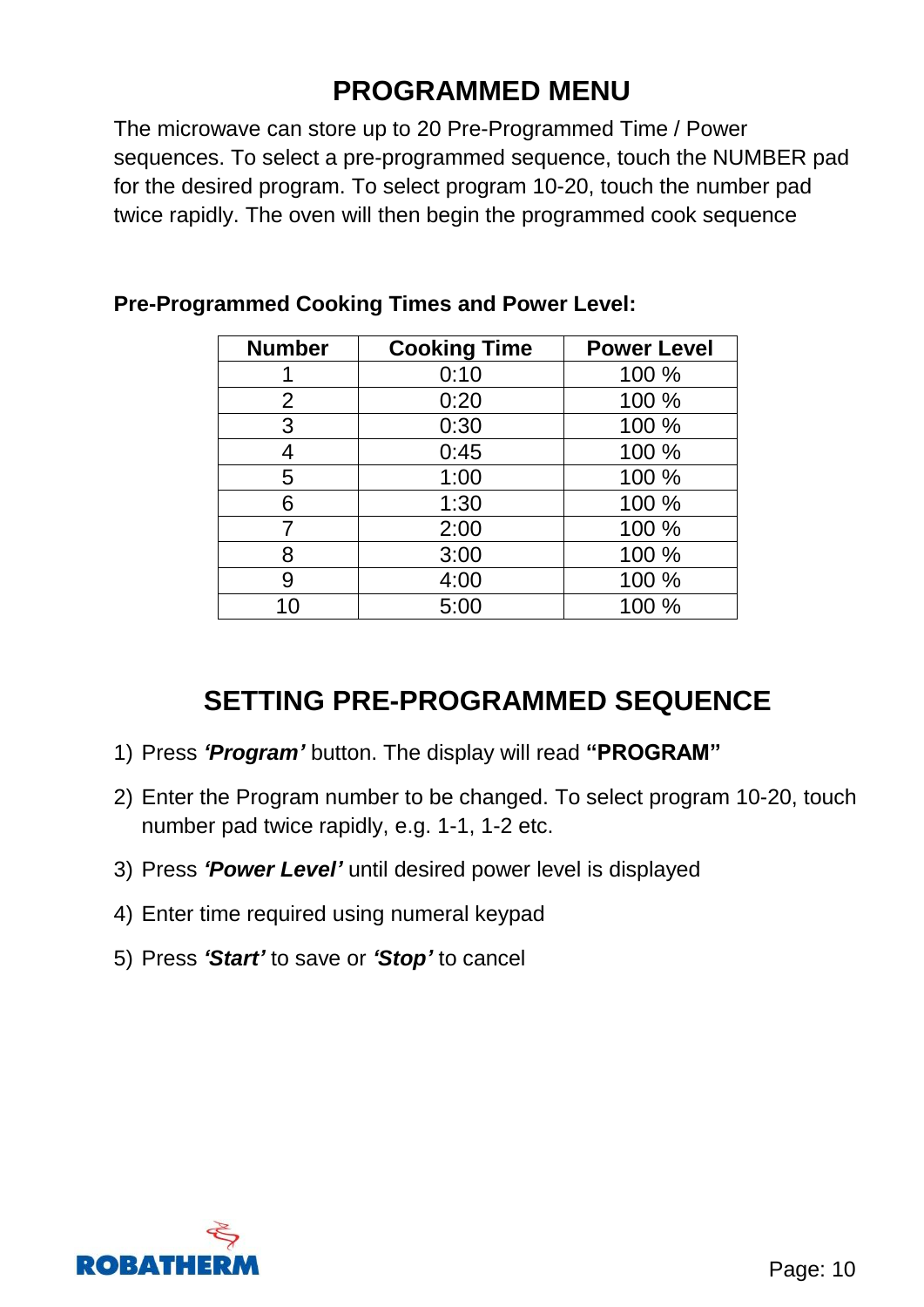## PROGRAMMED MENU

The microwave can store up to 20 Pre-Programmed Time / Power sequences. To select a pre-programmed sequence, touch the NUMBER pad for the desired program. To select program 10-20, touch the number pad twice rapidly. The oven will then begin the programmed cook sequence

**Pre-Programmed Cooking Times and Power Level:**

| Number | Cooking Time | Power Level |
|---|---|---|
| 1 | 0:10 | 100 % |
| 2 | 0:20 | 100 % |
| 3 | 0:30 | 100 % |
| 4 | 0:45 | 100 % |
| 5 | 1:00 | 100 % |
| 6 | 1:30 | 100 % |
| 7 | 2:00 | 100 % |
| 8 | 3:00 | 100 % |
| 9 | 4:00 | 100 % |
| 10 | 5:00 | 100 % |

## SETTING PRE-PROGRAMMED SEQUENCE

1) Press ***'Program'*** button. The display will read **"PROGRAM"**
2) Enter the Program number to be changed. To select program 10-20, touch number pad twice rapidly, e.g. 1-1, 1-2 etc.
3) Press ***'Power Level'*** until desired power level is displayed
4) Enter time required using numeral keypad
5) Press ***'Start'*** to save or ***'Stop'*** to cancel

ROBATHERM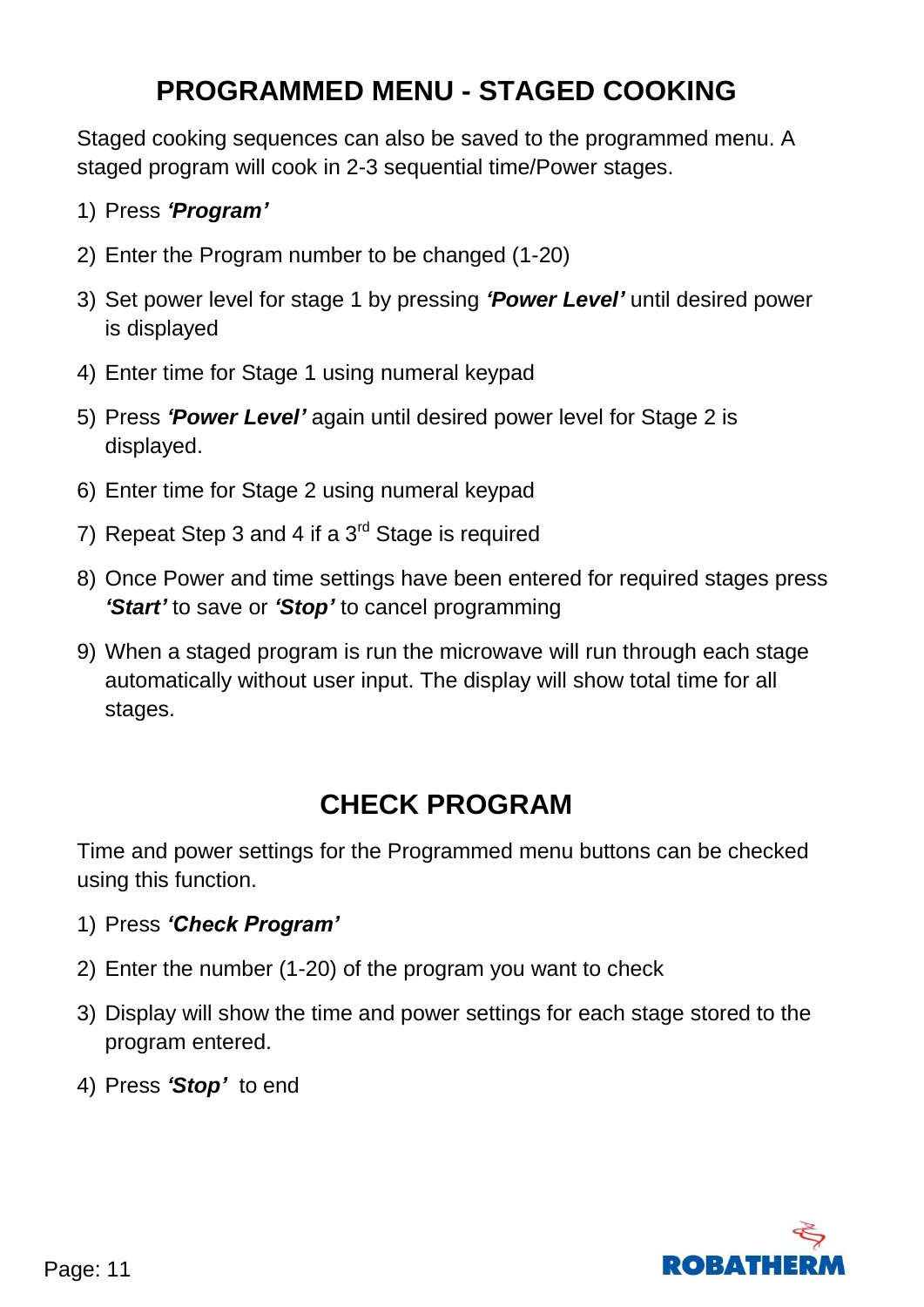## PROGRAMMED MENU - STAGED COOKING

Staged cooking sequences can also be saved to the programmed menu. A staged program will cook in 2-3 sequential time/Power stages.

1) Press ***'Program'***
2) Enter the Program number to be changed (1-20)
3) Set power level for stage 1 by pressing ***'Power Level'*** until desired power is displayed
4) Enter time for Stage 1 using numeral keypad
5) Press ***'Power Level'*** again until desired power level for Stage 2 is displayed.
6) Enter time for Stage 2 using numeral keypad
7) Repeat Step 3 and 4 if a 3rd Stage is required
8) Once Power and time settings have been entered for required stages press ***'Start'*** to save or ***'Stop'*** to cancel programming
9) When a staged program is run the microwave will run through each stage automatically without user input. The display will show total time for all stages.

## CHECK PROGRAM

Time and power settings for the Programmed menu buttons can be checked using this function.

1) Press ***'Check Program'***
2) Enter the number (1-20) of the program you want to check
3) Display will show the time and power settings for each stage stored to the program entered.
4) Press ***'Stop'*** to end

ROBATHERM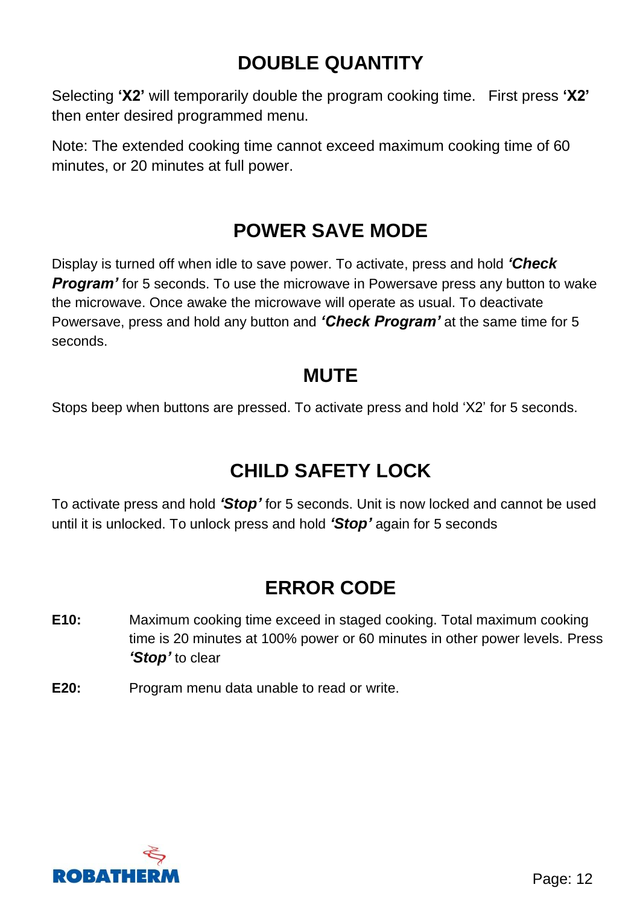## DOUBLE QUANTITY

Selecting **'X2'** will temporarily double the program cooking time. First press **'X2'** then enter desired programmed menu.

Note: The extended cooking time cannot exceed maximum cooking time of 60 minutes, or 20 minutes at full power.

## POWER SAVE MODE

Display is turned off when idle to save power. To activate, press and hold ***'Check Program'*** for 5 seconds. To use the microwave in Powersave press any button to wake the microwave. Once awake the microwave will operate as usual. To deactivate Powersave, press and hold any button and ***'Check Program'*** at the same time for 5 seconds.

## MUTE

Stops beep when buttons are pressed. To activate press and hold 'X2' for 5 seconds.

## CHILD SAFETY LOCK

To activate press and hold ***'Stop'*** for 5 seconds. Unit is now locked and cannot be used until it is unlocked. To unlock press and hold ***'Stop'*** again for 5 seconds

## ERROR CODE

**E10:** Maximum cooking time exceed in staged cooking. Total maximum cooking time is 20 minutes at 100% power or 60 minutes in other power levels. Press ***'Stop'*** to clear

**E20:** Program menu data unable to read or write.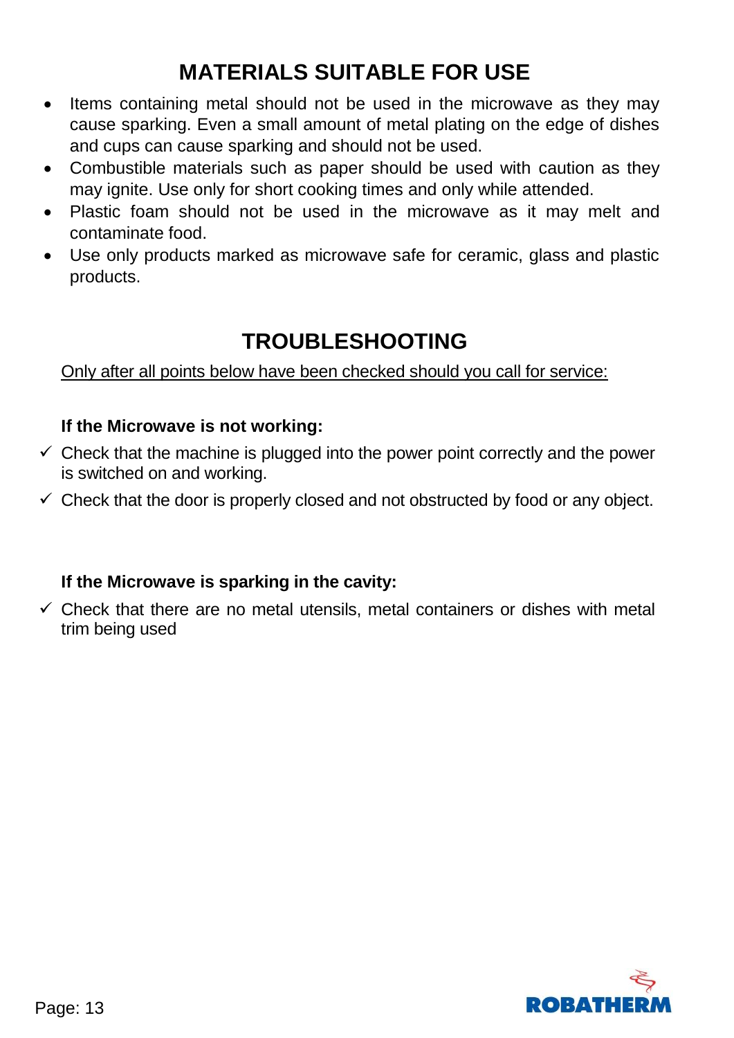## MATERIALS SUITABLE FOR USE

- Items containing metal should not be used in the microwave as they may cause sparking. Even a small amount of metal plating on the edge of dishes and cups can cause sparking and should not be used.
- Combustible materials such as paper should be used with caution as they may ignite. Use only for short cooking times and only while attended.
- Plastic foam should not be used in the microwave as it may melt and contaminate food.
- Use only products marked as microwave safe for ceramic, glass and plastic products.

## TROUBLESHOOTING

Only after all points below have been checked should you call for service:

**If the Microwave is not working:**

- ✓ Check that the machine is plugged into the power point correctly and the power is switched on and working.
- ✓ Check that the door is properly closed and not obstructed by food or any object.

**If the Microwave is sparking in the cavity:**

- ✓ Check that there are no metal utensils, metal containers or dishes with metal trim being used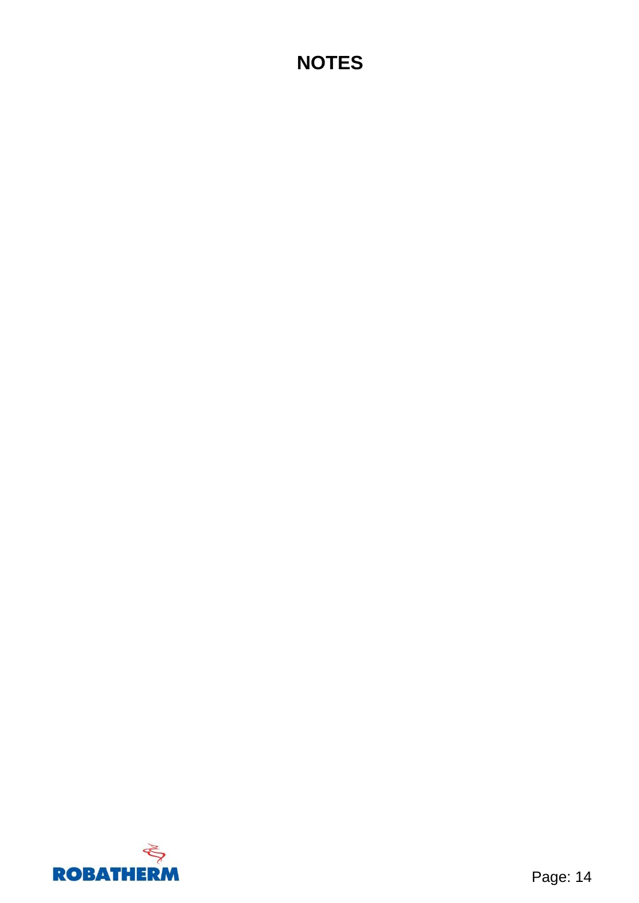# NOTES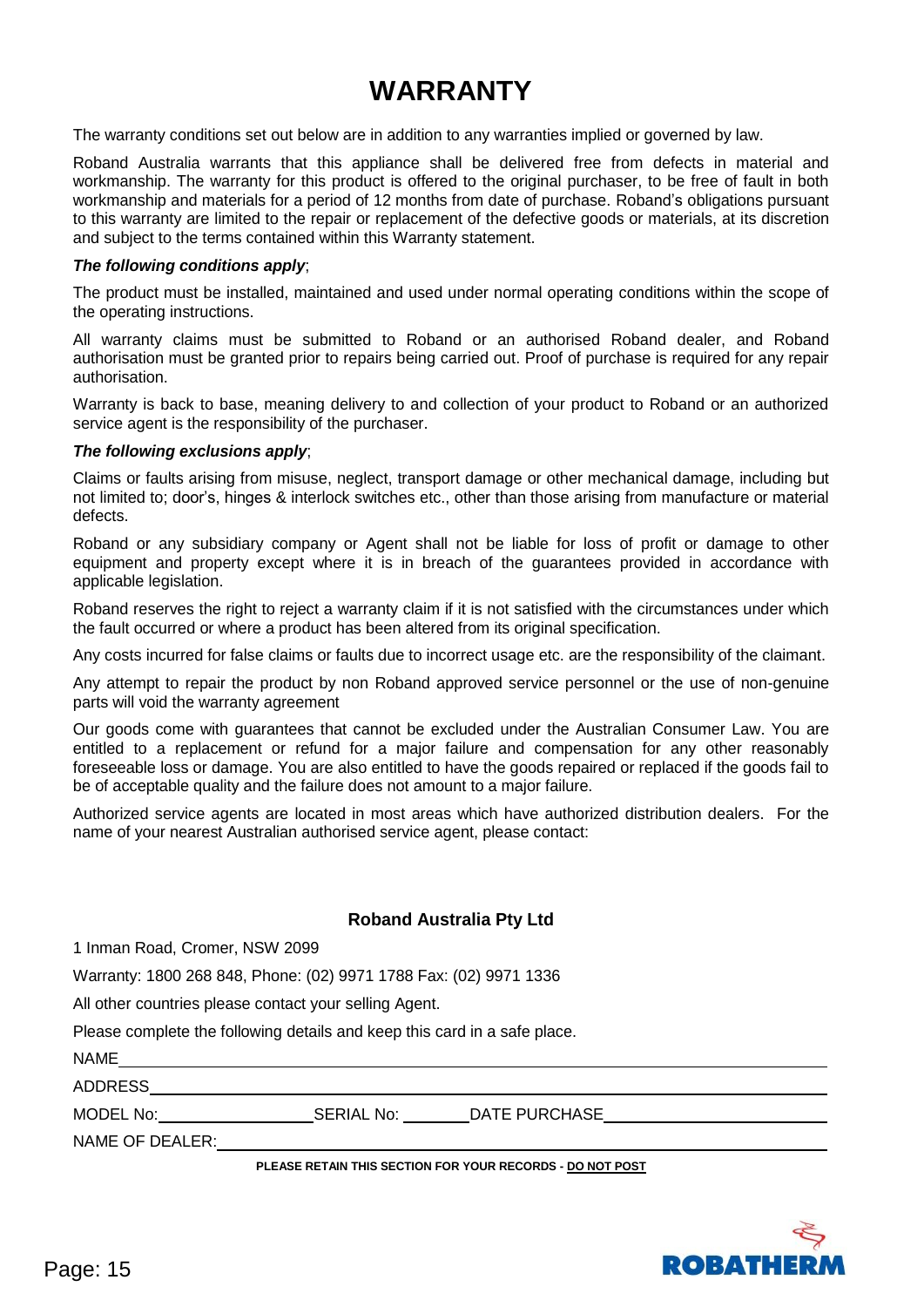# WARRANTY

The warranty conditions set out below are in addition to any warranties implied or governed by law.

Roband Australia warrants that this appliance shall be delivered free from defects in material and workmanship. The warranty for this product is offered to the original purchaser, to be free of fault in both workmanship and materials for a period of 12 months from date of purchase. Roband's obligations pursuant to this warranty are limited to the repair or replacement of the defective goods or materials, at its discretion and subject to the terms contained within this Warranty statement.

***The following conditions apply***;

The product must be installed, maintained and used under normal operating conditions within the scope of the operating instructions.

All warranty claims must be submitted to Roband or an authorised Roband dealer, and Roband authorisation must be granted prior to repairs being carried out. Proof of purchase is required for any repair authorisation.

Warranty is back to base, meaning delivery to and collection of your product to Roband or an authorized service agent is the responsibility of the purchaser.

***The following exclusions apply***;

Claims or faults arising from misuse, neglect, transport damage or other mechanical damage, including but not limited to; door's, hinges & interlock switches etc., other than those arising from manufacture or material defects.

Roband or any subsidiary company or Agent shall not be liable for loss of profit or damage to other equipment and property except where it is in breach of the guarantees provided in accordance with applicable legislation.

Roband reserves the right to reject a warranty claim if it is not satisfied with the circumstances under which the fault occurred or where a product has been altered from its original specification.

Any costs incurred for false claims or faults due to incorrect usage etc. are the responsibility of the claimant.

Any attempt to repair the product by non Roband approved service personnel or the use of non-genuine parts will void the warranty agreement

Our goods come with guarantees that cannot be excluded under the Australian Consumer Law. You are entitled to a replacement or refund for a major failure and compensation for any other reasonably foreseeable loss or damage. You are also entitled to have the goods repaired or replaced if the goods fail to be of acceptable quality and the failure does not amount to a major failure.

Authorized service agents are located in most areas which have authorized distribution dealers. For the name of your nearest Australian authorised service agent, please contact:

**Roband Australia Pty Ltd**

1 Inman Road, Cromer, NSW 2099

Warranty: 1800 268 848, Phone: (02) 9971 1788 Fax: (02) 9971 1336

All other countries please contact your selling Agent.

Please complete the following details and keep this card in a safe place.

NAME ________________________________________________

ADDRESS ________________________________________________

MODEL No: ________________ SERIAL No: ________ DATE PURCHASE ________________________

NAME OF DEALER: ________________________________________________

**PLEASE RETAIN THIS SECTION FOR YOUR RECORDS - DO NOT POST**

ROBATHERM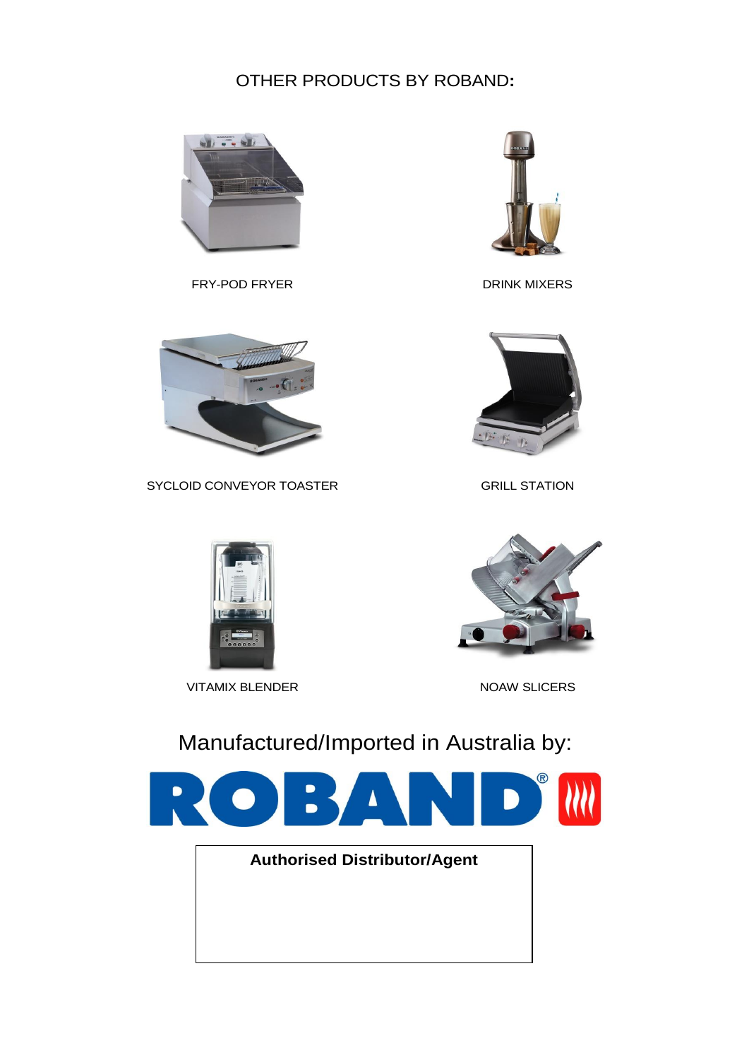OTHER PRODUCTS BY ROBAND:

FRY-POD FRYER

DRINK MIXERS

SYCLOID CONVEYOR TOASTER

GRILL STATION

VITAMIX BLENDER

NOAW SLICERS

Manufactured/Imported in Australia by:

ROBAND®

| **Authorised Distributor/Agent** |
| --- |
| |